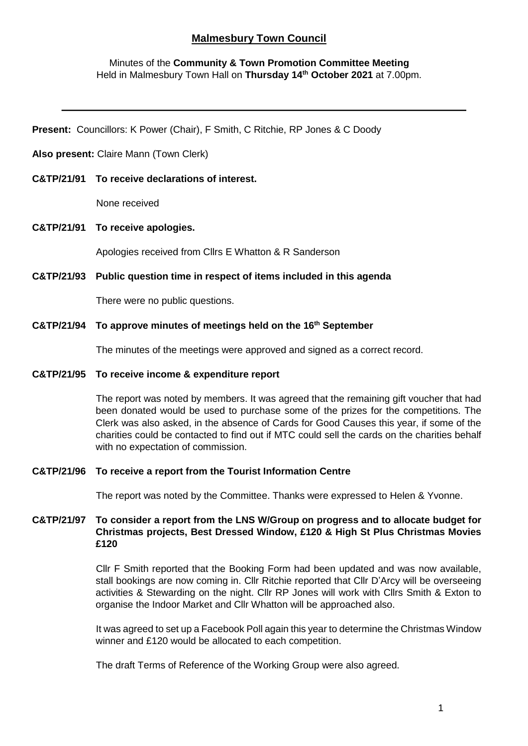# Malmesbury Town Council

Minutes of the **Community & Town Promotion Committee Meeting**
Held in Malmesbury Town Hall on **Thursday 14th October 2021** at 7.00pm.

---

**Present:** Councillors: K Power (Chair), F Smith, C Ritchie, RP Jones & C Doody

**Also present:** Claire Mann (Town Clerk)

**C&TP/21/91 To receive declarations of interest.**

None received

**C&TP/21/91 To receive apologies.**

Apologies received from Cllrs E Whatton & R Sanderson

**C&TP/21/93 Public question time in respect of items included in this agenda**

There were no public questions.

**C&TP/21/94 To approve minutes of meetings held on the 16th September**

The minutes of the meetings were approved and signed as a correct record.

**C&TP/21/95 To receive income & expenditure report**

The report was noted by members. It was agreed that the remaining gift voucher that had been donated would be used to purchase some of the prizes for the competitions. The Clerk was also asked, in the absence of Cards for Good Causes this year, if some of the charities could be contacted to find out if MTC could sell the cards on the charities behalf with no expectation of commission.

**C&TP/21/96 To receive a report from the Tourist Information Centre**

The report was noted by the Committee. Thanks were expressed to Helen & Yvonne.

**C&TP/21/97 To consider a report from the LNS W/Group on progress and to allocate budget for Christmas projects, Best Dressed Window, £120 & High St Plus Christmas Movies £120**

Cllr F Smith reported that the Booking Form had been updated and was now available, stall bookings are now coming in. Cllr Ritchie reported that Cllr D'Arcy will be overseeing activities & Stewarding on the night. Cllr RP Jones will work with Cllrs Smith & Exton to organise the Indoor Market and Cllr Whatton will be approached also.

It was agreed to set up a Facebook Poll again this year to determine the Christmas Window winner and £120 would be allocated to each competition.

The draft Terms of Reference of the Working Group were also agreed.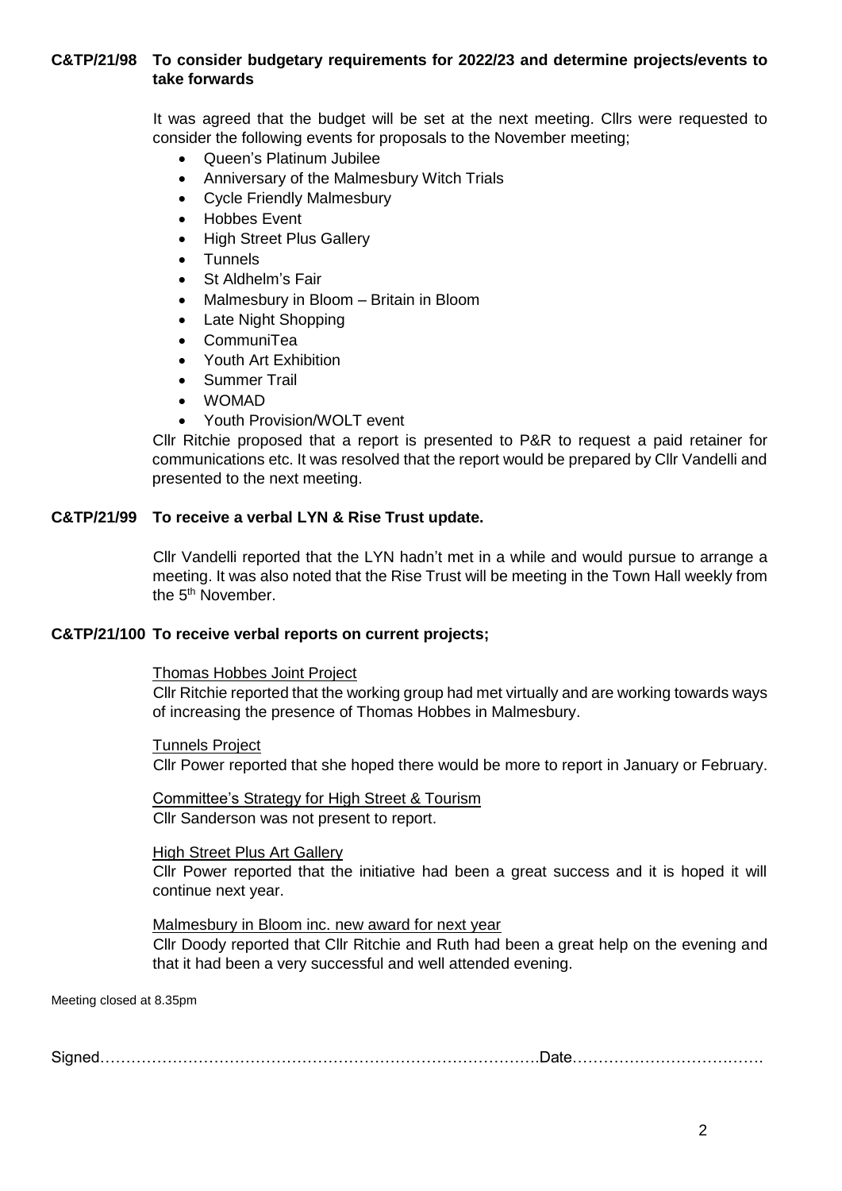**C&TP/21/98 To consider budgetary requirements for 2022/23 and determine projects/events to take forwards**

It was agreed that the budget will be set at the next meeting. Cllrs were requested to consider the following events for proposals to the November meeting;

- Queen's Platinum Jubilee
- Anniversary of the Malmesbury Witch Trials
- Cycle Friendly Malmesbury
- Hobbes Event
- High Street Plus Gallery
- Tunnels
- St Aldhelm's Fair
- Malmesbury in Bloom – Britain in Bloom
- Late Night Shopping
- CommuniTea
- Youth Art Exhibition
- Summer Trail
- WOMAD
- Youth Provision/WOLT event

Cllr Ritchie proposed that a report is presented to P&R to request a paid retainer for communications etc. It was resolved that the report would be prepared by Cllr Vandelli and presented to the next meeting.

**C&TP/21/99 To receive a verbal LYN & Rise Trust update.**

Cllr Vandelli reported that the LYN hadn't met in a while and would pursue to arrange a meeting. It was also noted that the Rise Trust will be meeting in the Town Hall weekly from the 5th November.

**C&TP/21/100 To receive verbal reports on current projects;**

Thomas Hobbes Joint Project
Cllr Ritchie reported that the working group had met virtually and are working towards ways of increasing the presence of Thomas Hobbes in Malmesbury.

Tunnels Project
Cllr Power reported that she hoped there would be more to report in January or February.

Committee's Strategy for High Street & Tourism
Cllr Sanderson was not present to report.

High Street Plus Art Gallery
Cllr Power reported that the initiative had been a great success and it is hoped it will continue next year.

Malmesbury in Bloom inc. new award for next year
Cllr Doody reported that Cllr Ritchie and Ruth had been a great help on the evening and that it had been a very successful and well attended evening.

Meeting closed at 8.35pm

Signed…………………………………………………………………………Date………………………………